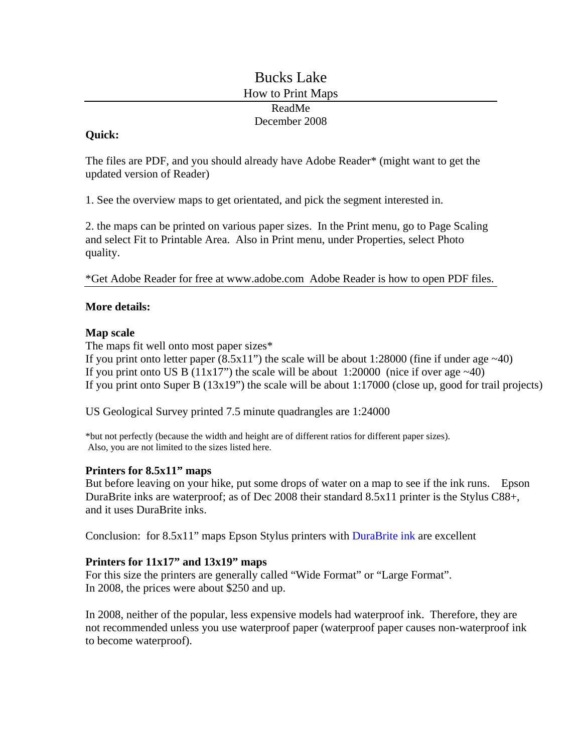# Bucks Lake

## How to Print Maps

ReadMe

December 2008

**Quick:**

The files are PDF, and you should already have Adobe Reader* (might want to get the updated version of Reader)

1. See the overview maps to get orientated, and pick the segment interested in.

2. the maps can be printed on various paper sizes. In the Print menu, go to Page Scaling and select Fit to Printable Area. Also in Print menu, under Properties, select Photo quality.

*Get Adobe Reader for free at www.adobe.com Adobe Reader is how to open PDF files.

**More details:**

**Map scale**

The maps fit well onto most paper sizes*

If you print onto letter paper (8.5x11") the scale will be about 1:28000 (fine if under age ~40)

If you print onto US B (11x17") the scale will be about 1:20000 (nice if over age ~40)

If you print onto Super B (13x19") the scale will be about 1:17000 (close up, good for trail projects)

US Geological Survey printed 7.5 minute quadrangles are 1:24000

*but not perfectly (because the width and height are of different ratios for different paper sizes). Also, you are not limited to the sizes listed here.

**Printers for 8.5x11" maps**

But before leaving on your hike, put some drops of water on a map to see if the ink runs. Epson DuraBrite inks are waterproof; as of Dec 2008 their standard 8.5x11 printer is the Stylus C88+, and it uses DuraBrite inks.

Conclusion: for 8.5x11" maps Epson Stylus printers with DuraBrite ink are excellent

**Printers for 11x17" and 13x19" maps**

For this size the printers are generally called "Wide Format" or "Large Format".

In 2008, the prices were about $250 and up.

In 2008, neither of the popular, less expensive models had waterproof ink. Therefore, they are not recommended unless you use waterproof paper (waterproof paper causes non-waterproof ink to become waterproof).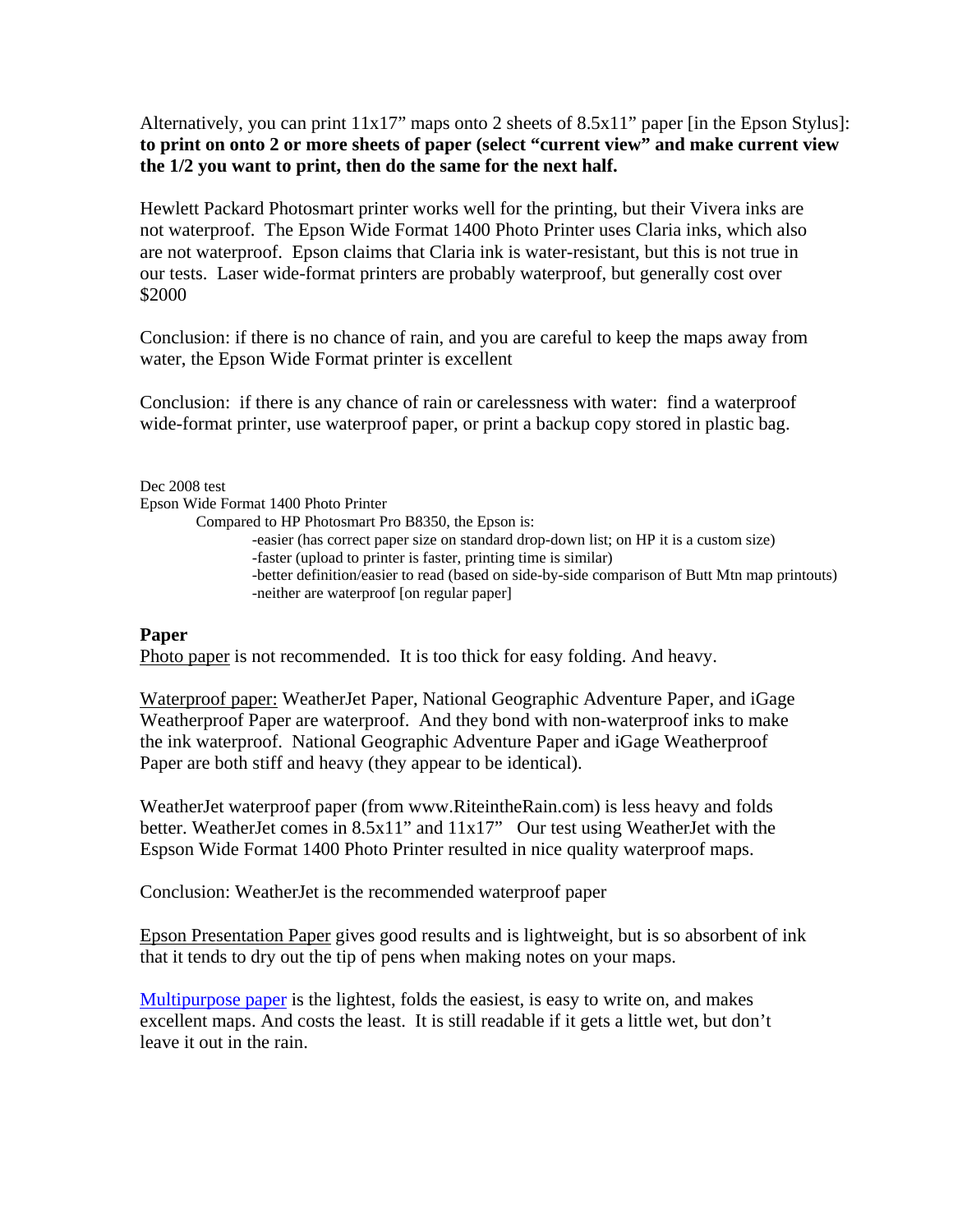Alternatively, you can print 11x17" maps onto 2 sheets of 8.5x11" paper [in the Epson Stylus]: **to print on onto 2 or more sheets of paper (select "current view" and make current view the 1/2 you want to print, then do the same for the next half.**

Hewlett Packard Photosmart printer works well for the printing, but their Vivera inks are not waterproof. The Epson Wide Format 1400 Photo Printer uses Claria inks, which also are not waterproof. Epson claims that Claria ink is water-resistant, but this is not true in our tests. Laser wide-format printers are probably waterproof, but generally cost over $2000

Conclusion: if there is no chance of rain, and you are careful to keep the maps away from water, the Epson Wide Format printer is excellent

Conclusion: if there is any chance of rain or carelessness with water: find a waterproof wide-format printer, use waterproof paper, or print a backup copy stored in plastic bag.

Dec 2008 test
Epson Wide Format 1400 Photo Printer

- Compared to HP Photosmart Pro B8350, the Epson is:
    - -easier (has correct paper size on standard drop-down list; on HP it is a custom size)
    - -faster (upload to printer is faster, printing time is similar)
    - -better definition/easier to read (based on side-by-side comparison of Butt Mtn map printouts)
    - -neither are waterproof [on regular paper]

**Paper**

Photo paper is not recommended. It is too thick for easy folding. And heavy.

Waterproof paper: WeatherJet Paper, National Geographic Adventure Paper, and iGage Weatherproof Paper are waterproof. And they bond with non-waterproof inks to make the ink waterproof. National Geographic Adventure Paper and iGage Weatherproof Paper are both stiff and heavy (they appear to be identical).

WeatherJet waterproof paper (from www.RiteintheRain.com) is less heavy and folds better. WeatherJet comes in 8.5x11" and 11x17" Our test using WeatherJet with the Espson Wide Format 1400 Photo Printer resulted in nice quality waterproof maps.

Conclusion: WeatherJet is the recommended waterproof paper

Epson Presentation Paper gives good results and is lightweight, but is so absorbent of ink that it tends to dry out the tip of pens when making notes on your maps.

Multipurpose paper is the lightest, folds the easiest, is easy to write on, and makes excellent maps. And costs the least. It is still readable if it gets a little wet, but don't leave it out in the rain.